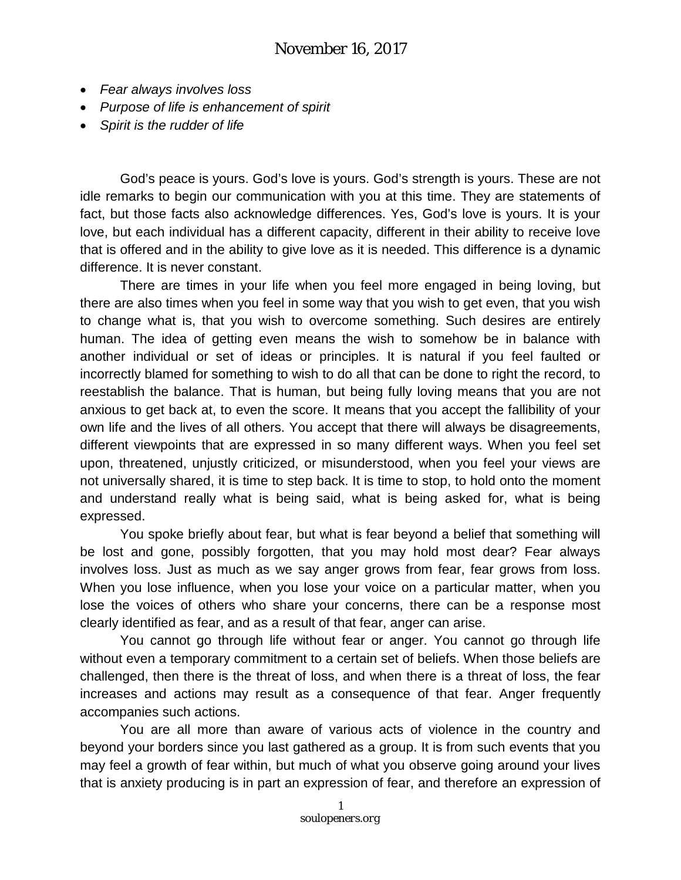# November 16, 2017

- *Fear always involves loss*
- *Purpose of life is enhancement of spirit*
- *Spirit is the rudder of life*

God's peace is yours. God's love is yours. God's strength is yours. These are not idle remarks to begin our communication with you at this time. They are statements of fact, but those facts also acknowledge differences. Yes, God's love is yours. It is your love, but each individual has a different capacity, different in their ability to receive love that is offered and in the ability to give love as it is needed. This difference is a dynamic difference. It is never constant.

There are times in your life when you feel more engaged in being loving, but there are also times when you feel in some way that you wish to get even, that you wish to change what is, that you wish to overcome something. Such desires are entirely human. The idea of getting even means the wish to somehow be in balance with another individual or set of ideas or principles. It is natural if you feel faulted or incorrectly blamed for something to wish to do all that can be done to right the record, to reestablish the balance. That is human, but being fully loving means that you are not anxious to get back at, to even the score. It means that you accept the fallibility of your own life and the lives of all others. You accept that there will always be disagreements, different viewpoints that are expressed in so many different ways. When you feel set upon, threatened, unjustly criticized, or misunderstood, when you feel your views are not universally shared, it is time to step back. It is time to stop, to hold onto the moment and understand really what is being said, what is being asked for, what is being expressed.

You spoke briefly about fear, but what is fear beyond a belief that something will be lost and gone, possibly forgotten, that you may hold most dear? Fear always involves loss. Just as much as we say anger grows from fear, fear grows from loss. When you lose influence, when you lose your voice on a particular matter, when you lose the voices of others who share your concerns, there can be a response most clearly identified as fear, and as a result of that fear, anger can arise.

You cannot go through life without fear or anger. You cannot go through life without even a temporary commitment to a certain set of beliefs. When those beliefs are challenged, then there is the threat of loss, and when there is a threat of loss, the fear increases and actions may result as a consequence of that fear. Anger frequently accompanies such actions.

You are all more than aware of various acts of violence in the country and beyond your borders since you last gathered as a group. It is from such events that you may feel a growth of fear within, but much of what you observe going around your lives that is anxiety producing is in part an expression of fear, and therefore an expression of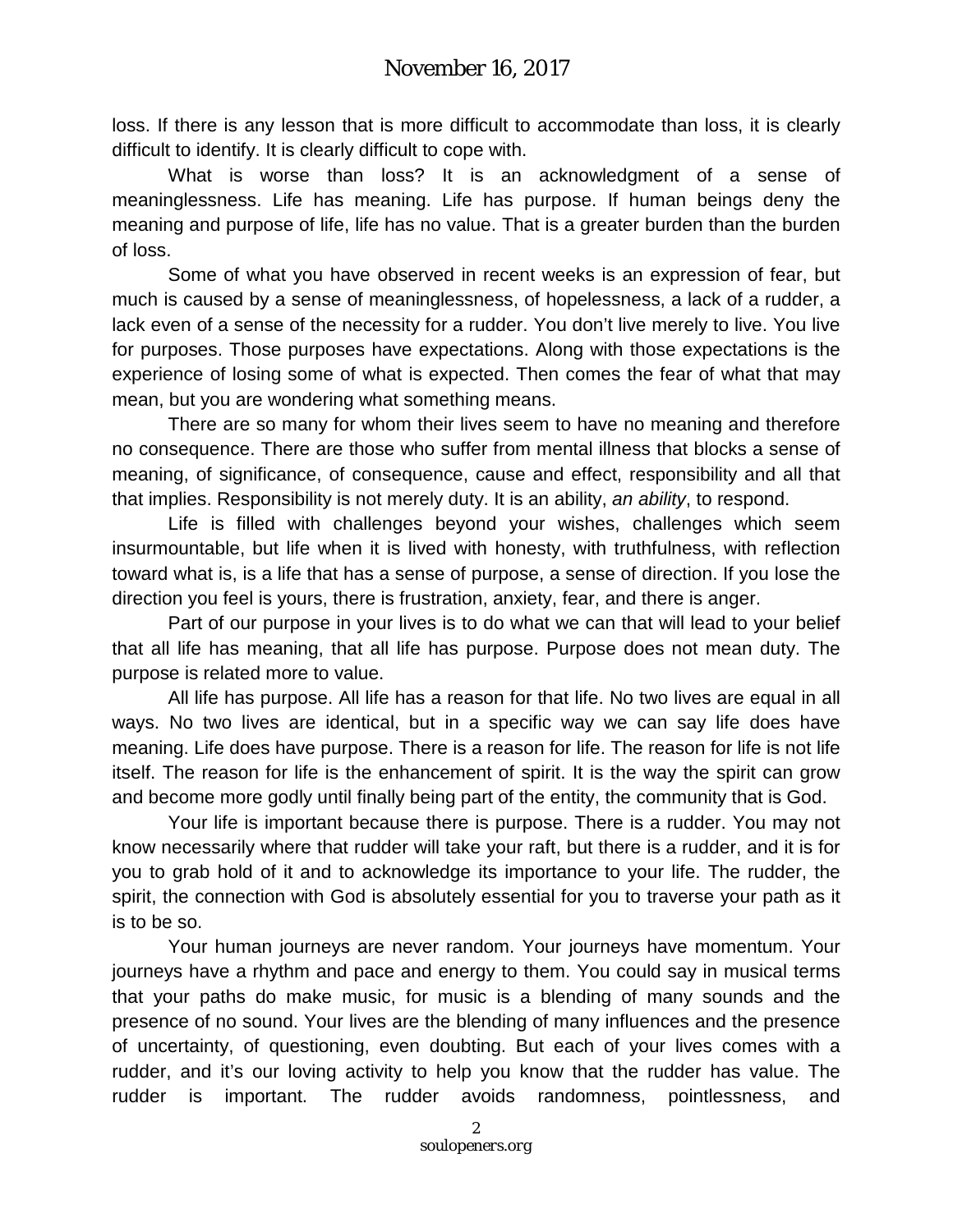loss. If there is any lesson that is more difficult to accommodate than loss, it is clearly difficult to identify. It is clearly difficult to cope with.

What is worse than loss? It is an acknowledgment of a sense of meaninglessness. Life has meaning. Life has purpose. If human beings deny the meaning and purpose of life, life has no value. That is a greater burden than the burden of loss.

Some of what you have observed in recent weeks is an expression of fear, but much is caused by a sense of meaninglessness, of hopelessness, a lack of a rudder, a lack even of a sense of the necessity for a rudder. You don't live merely to live. You live for purposes. Those purposes have expectations. Along with those expectations is the experience of losing some of what is expected. Then comes the fear of what that may mean, but you are wondering what something means.

There are so many for whom their lives seem to have no meaning and therefore no consequence. There are those who suffer from mental illness that blocks a sense of meaning, of significance, of consequence, cause and effect, responsibility and all that that implies. Responsibility is not merely duty. It is an ability, *an ability*, to respond.

Life is filled with challenges beyond your wishes, challenges which seem insurmountable, but life when it is lived with honesty, with truthfulness, with reflection toward what is, is a life that has a sense of purpose, a sense of direction. If you lose the direction you feel is yours, there is frustration, anxiety, fear, and there is anger.

Part of our purpose in your lives is to do what we can that will lead to your belief that all life has meaning, that all life has purpose. Purpose does not mean duty. The purpose is related more to value.

All life has purpose. All life has a reason for that life. No two lives are equal in all ways. No two lives are identical, but in a specific way we can say life does have meaning. Life does have purpose. There is a reason for life. The reason for life is not life itself. The reason for life is the enhancement of spirit. It is the way the spirit can grow and become more godly until finally being part of the entity, the community that is God.

Your life is important because there is purpose. There is a rudder. You may not know necessarily where that rudder will take your raft, but there is a rudder, and it is for you to grab hold of it and to acknowledge its importance to your life. The rudder, the spirit, the connection with God is absolutely essential for you to traverse your path as it is to be so.

Your human journeys are never random. Your journeys have momentum. Your journeys have a rhythm and pace and energy to them. You could say in musical terms that your paths do make music, for music is a blending of many sounds and the presence of no sound. Your lives are the blending of many influences and the presence of uncertainty, of questioning, even doubting. But each of your lives comes with a rudder, and it's our loving activity to help you know that the rudder has value. The rudder is important. The rudder avoids randomness, pointlessness, and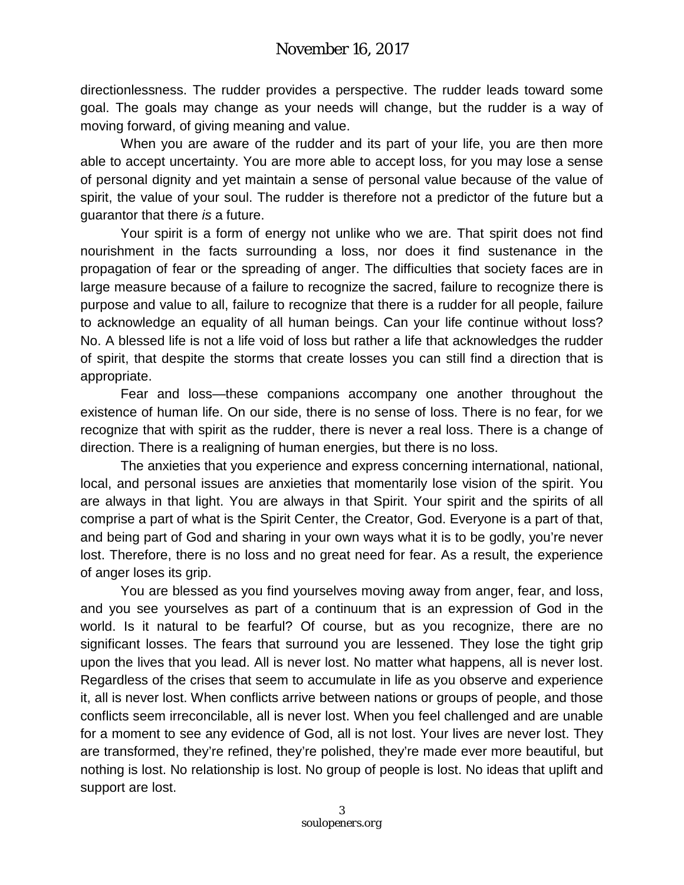directionlessness. The rudder provides a perspective. The rudder leads toward some goal. The goals may change as your needs will change, but the rudder is a way of moving forward, of giving meaning and value.

When you are aware of the rudder and its part of your life, you are then more able to accept uncertainty. You are more able to accept loss, for you may lose a sense of personal dignity and yet maintain a sense of personal value because of the value of spirit, the value of your soul. The rudder is therefore not a predictor of the future but a guarantor that there *is* a future.

Your spirit is a form of energy not unlike who we are. That spirit does not find nourishment in the facts surrounding a loss, nor does it find sustenance in the propagation of fear or the spreading of anger. The difficulties that society faces are in large measure because of a failure to recognize the sacred, failure to recognize there is purpose and value to all, failure to recognize that there is a rudder for all people, failure to acknowledge an equality of all human beings. Can your life continue without loss? No. A blessed life is not a life void of loss but rather a life that acknowledges the rudder of spirit, that despite the storms that create losses you can still find a direction that is appropriate.

Fear and loss—these companions accompany one another throughout the existence of human life. On our side, there is no sense of loss. There is no fear, for we recognize that with spirit as the rudder, there is never a real loss. There is a change of direction. There is a realigning of human energies, but there is no loss.

The anxieties that you experience and express concerning international, national, local, and personal issues are anxieties that momentarily lose vision of the spirit. You are always in that light. You are always in that Spirit. Your spirit and the spirits of all comprise a part of what is the Spirit Center, the Creator, God. Everyone is a part of that, and being part of God and sharing in your own ways what it is to be godly, you're never lost. Therefore, there is no loss and no great need for fear. As a result, the experience of anger loses its grip.

You are blessed as you find yourselves moving away from anger, fear, and loss, and you see yourselves as part of a continuum that is an expression of God in the world. Is it natural to be fearful? Of course, but as you recognize, there are no significant losses. The fears that surround you are lessened. They lose the tight grip upon the lives that you lead. All is never lost. No matter what happens, all is never lost. Regardless of the crises that seem to accumulate in life as you observe and experience it, all is never lost. When conflicts arrive between nations or groups of people, and those conflicts seem irreconcilable, all is never lost. When you feel challenged and are unable for a moment to see any evidence of God, all is not lost. Your lives are never lost. They are transformed, they're refined, they're polished, they're made ever more beautiful, but nothing is lost. No relationship is lost. No group of people is lost. No ideas that uplift and support are lost.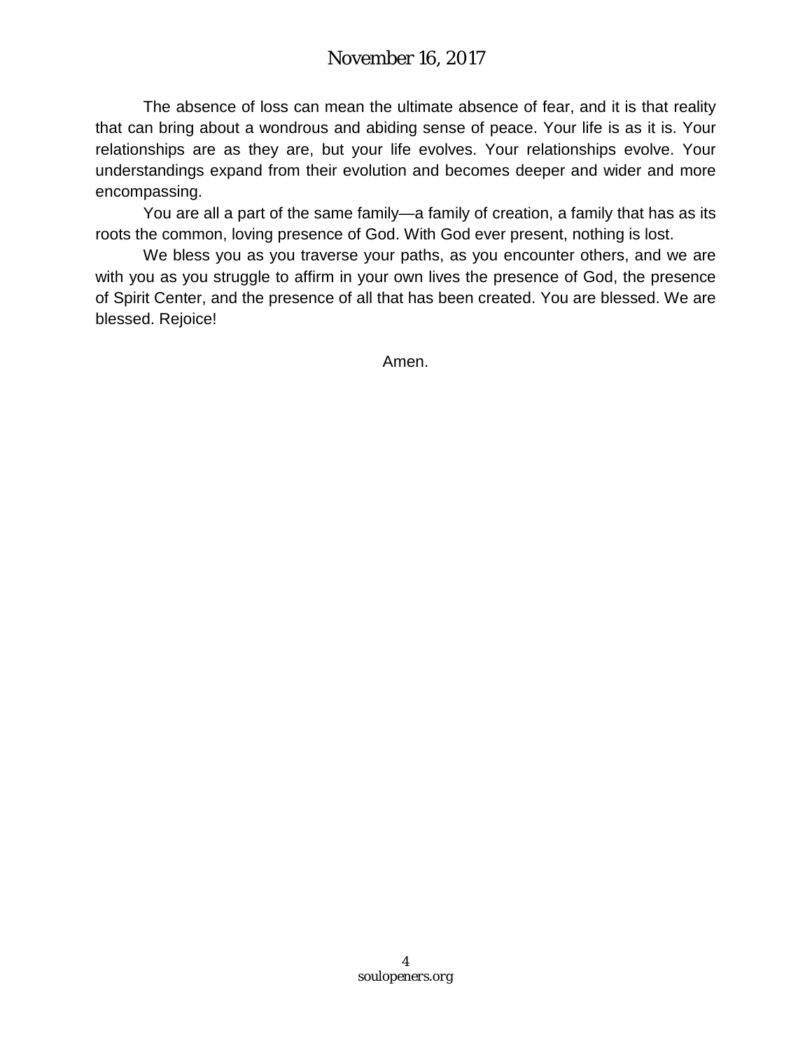The absence of loss can mean the ultimate absence of fear, and it is that reality that can bring about a wondrous and abiding sense of peace. Your life is as it is. Your relationships are as they are, but your life evolves. Your relationships evolve. Your understandings expand from their evolution and becomes deeper and wider and more encompassing.

You are all a part of the same family—a family of creation, a family that has as its roots the common, loving presence of God. With God ever present, nothing is lost.

We bless you as you traverse your paths, as you encounter others, and we are with you as you struggle to affirm in your own lives the presence of God, the presence of Spirit Center, and the presence of all that has been created. You are blessed. We are blessed. Rejoice!

Amen.